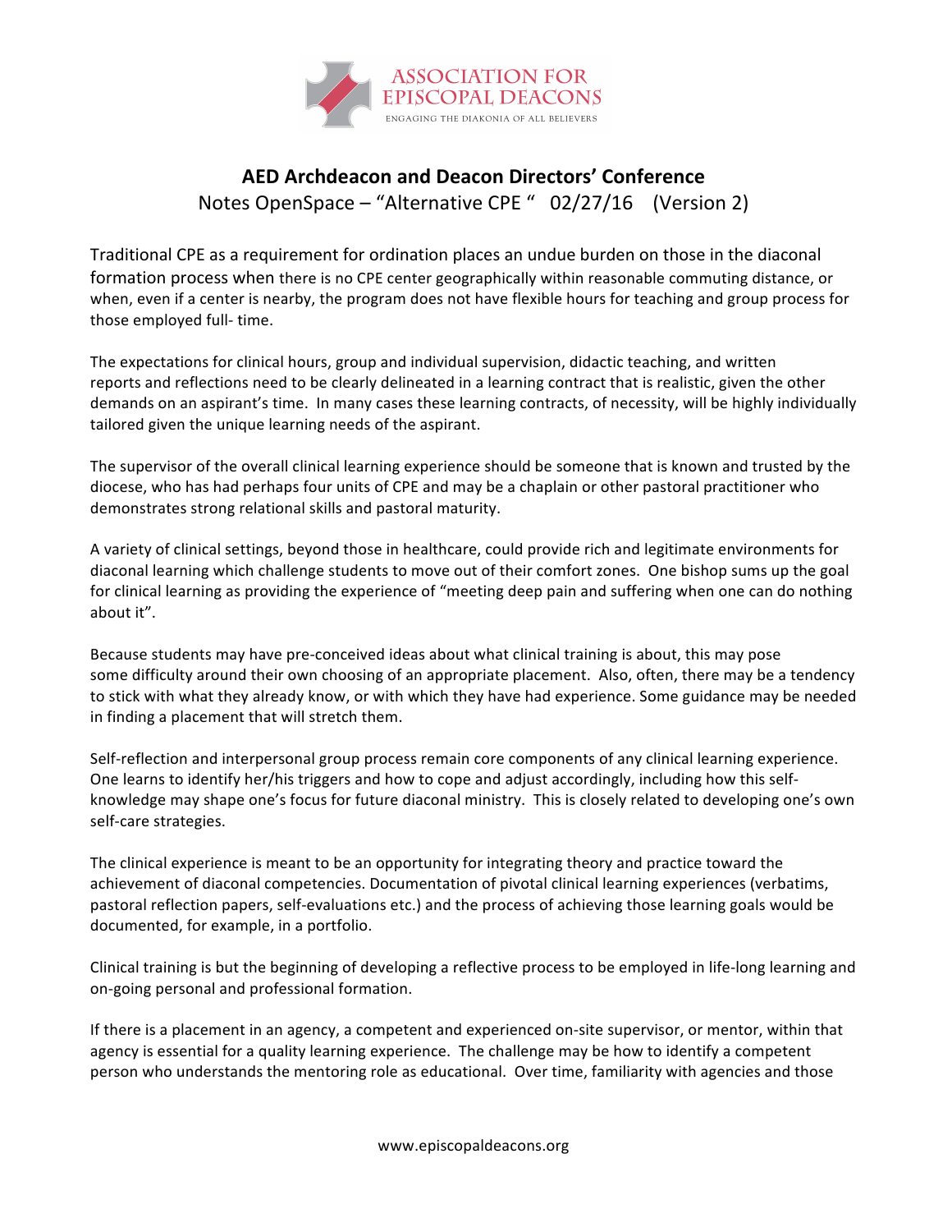ASSOCIATION FOR EPISCOPAL DEACONS

ENGAGING THE DIAKONIA OF ALL BELIEVERS

## AED Archdeacon and Deacon Directors' Conference

Notes OpenSpace – "Alternative CPE " 02/27/16 (Version 2)

Traditional CPE as a requirement for ordination places an undue burden on those in the diaconal formation process when there is no CPE center geographically within reasonable commuting distance, or when, even if a center is nearby, the program does not have flexible hours for teaching and group process for those employed full- time.

The expectations for clinical hours, group and individual supervision, didactic teaching, and written reports and reflections need to be clearly delineated in a learning contract that is realistic, given the other demands on an aspirant's time. In many cases these learning contracts, of necessity, will be highly individually tailored given the unique learning needs of the aspirant.

The supervisor of the overall clinical learning experience should be someone that is known and trusted by the diocese, who has had perhaps four units of CPE and may be a chaplain or other pastoral practitioner who demonstrates strong relational skills and pastoral maturity.

A variety of clinical settings, beyond those in healthcare, could provide rich and legitimate environments for diaconal learning which challenge students to move out of their comfort zones. One bishop sums up the goal for clinical learning as providing the experience of "meeting deep pain and suffering when one can do nothing about it".

Because students may have pre-conceived ideas about what clinical training is about, this may pose some difficulty around their own choosing of an appropriate placement. Also, often, there may be a tendency to stick with what they already know, or with which they have had experience. Some guidance may be needed in finding a placement that will stretch them.

Self-reflection and interpersonal group process remain core components of any clinical learning experience. One learns to identify her/his triggers and how to cope and adjust accordingly, including how this self-knowledge may shape one's focus for future diaconal ministry. This is closely related to developing one's own self-care strategies.

The clinical experience is meant to be an opportunity for integrating theory and practice toward the achievement of diaconal competencies. Documentation of pivotal clinical learning experiences (verbatims, pastoral reflection papers, self-evaluations etc.) and the process of achieving those learning goals would be documented, for example, in a portfolio.

Clinical training is but the beginning of developing a reflective process to be employed in life-long learning and on-going personal and professional formation.

If there is a placement in an agency, a competent and experienced on-site supervisor, or mentor, within that agency is essential for a quality learning experience. The challenge may be how to identify a competent person who understands the mentoring role as educational. Over time, familiarity with agencies and those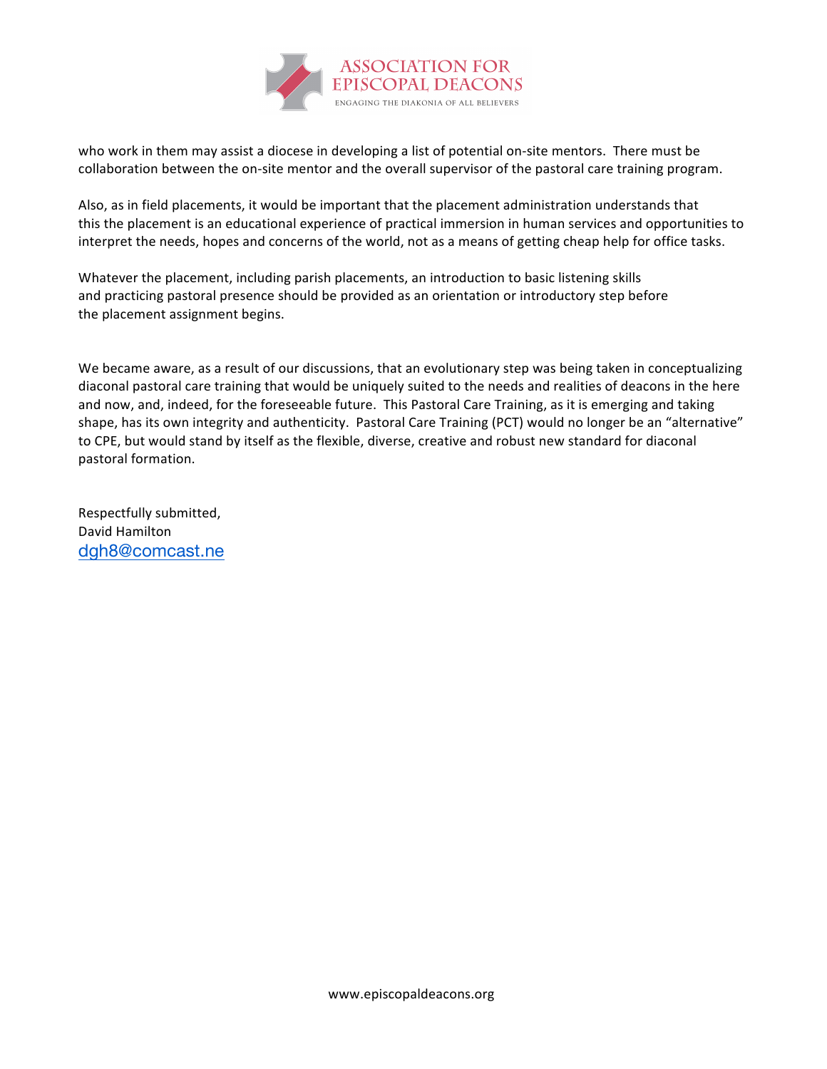who work in them may assist a diocese in developing a list of potential on-site mentors. There must be collaboration between the on-site mentor and the overall supervisor of the pastoral care training program.

Also, as in field placements, it would be important that the placement administration understands that this the placement is an educational experience of practical immersion in human services and opportunities to interpret the needs, hopes and concerns of the world, not as a means of getting cheap help for office tasks.

Whatever the placement, including parish placements, an introduction to basic listening skills and practicing pastoral presence should be provided as an orientation or introductory step before the placement assignment begins.

We became aware, as a result of our discussions, that an evolutionary step was being taken in conceptualizing diaconal pastoral care training that would be uniquely suited to the needs and realities of deacons in the here and now, and, indeed, for the foreseeable future. This Pastoral Care Training, as it is emerging and taking shape, has its own integrity and authenticity. Pastoral Care Training (PCT) would no longer be an "alternative" to CPE, but would stand by itself as the flexible, diverse, creative and robust new standard for diaconal pastoral formation.

Respectfully submitted,
David Hamilton
dgh8@comcast.ne